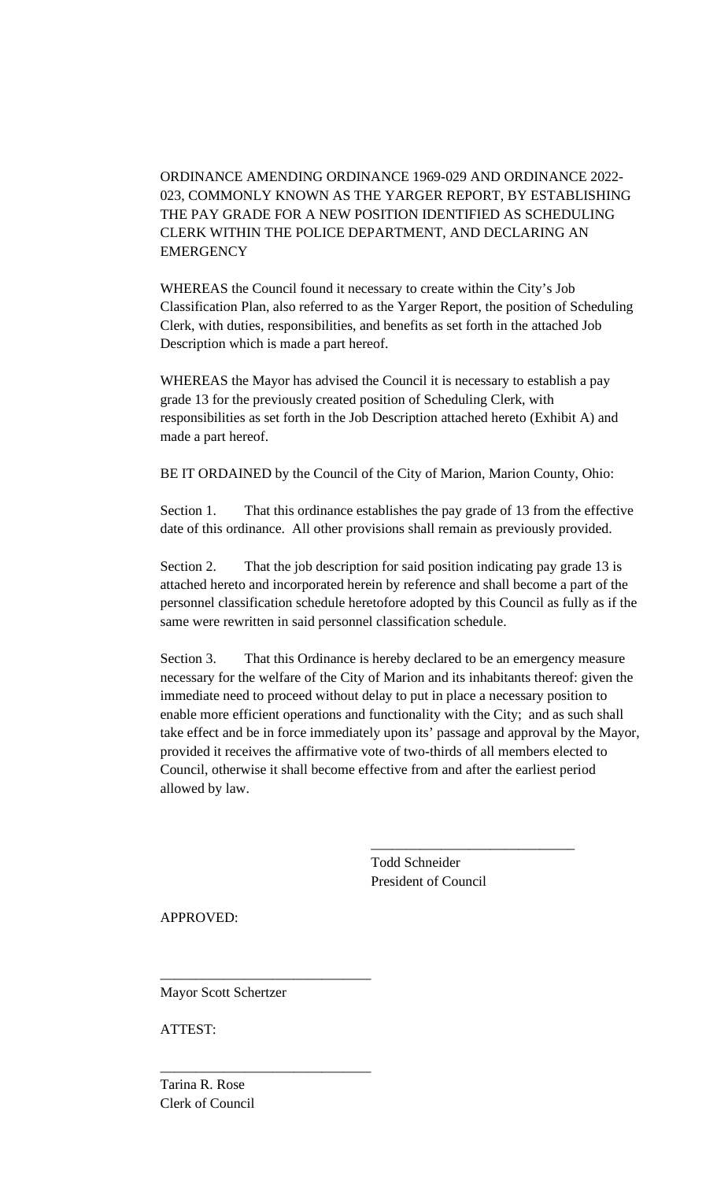ORDINANCE AMENDING ORDINANCE 1969-029 AND ORDINANCE 2022-023, COMMONLY KNOWN AS THE YARGER REPORT, BY ESTABLISHING THE PAY GRADE FOR A NEW POSITION IDENTIFIED AS SCHEDULING CLERK WITHIN THE POLICE DEPARTMENT, AND DECLARING AN EMERGENCY

WHEREAS the Council found it necessary to create within the City's Job Classification Plan, also referred to as the Yarger Report, the position of Scheduling Clerk, with duties, responsibilities, and benefits as set forth in the attached Job Description which is made a part hereof.

WHEREAS the Mayor has advised the Council it is necessary to establish a pay grade 13 for the previously created position of Scheduling Clerk, with responsibilities as set forth in the Job Description attached hereto (Exhibit A) and made a part hereof.

BE IT ORDAINED by the Council of the City of Marion, Marion County, Ohio:

Section 1. That this ordinance establishes the pay grade of 13 from the effective date of this ordinance. All other provisions shall remain as previously provided.

Section 2. That the job description for said position indicating pay grade 13 is attached hereto and incorporated herein by reference and shall become a part of the personnel classification schedule heretofore adopted by this Council as fully as if the same were rewritten in said personnel classification schedule.

Section 3. That this Ordinance is hereby declared to be an emergency measure necessary for the welfare of the City of Marion and its inhabitants thereof: given the immediate need to proceed without delay to put in place a necessary position to enable more efficient operations and functionality with the City; and as such shall take effect and be in force immediately upon its' passage and approval by the Mayor, provided it receives the affirmative vote of two-thirds of all members elected to Council, otherwise it shall become effective from and after the earliest period allowed by law.

\_\_\_\_\_\_\_\_\_\_\_\_\_\_\_\_\_\_\_\_\_\_\_\_\_\_\_\_\_\_
Todd Schneider
President of Council

APPROVED:

\_\_\_\_\_\_\_\_\_\_\_\_\_\_\_\_\_\_\_\_\_\_\_\_\_\_\_\_\_\_
Mayor Scott Schertzer

ATTEST:

\_\_\_\_\_\_\_\_\_\_\_\_\_\_\_\_\_\_\_\_\_\_\_\_\_\_\_\_\_\_
Tarina R. Rose
Clerk of Council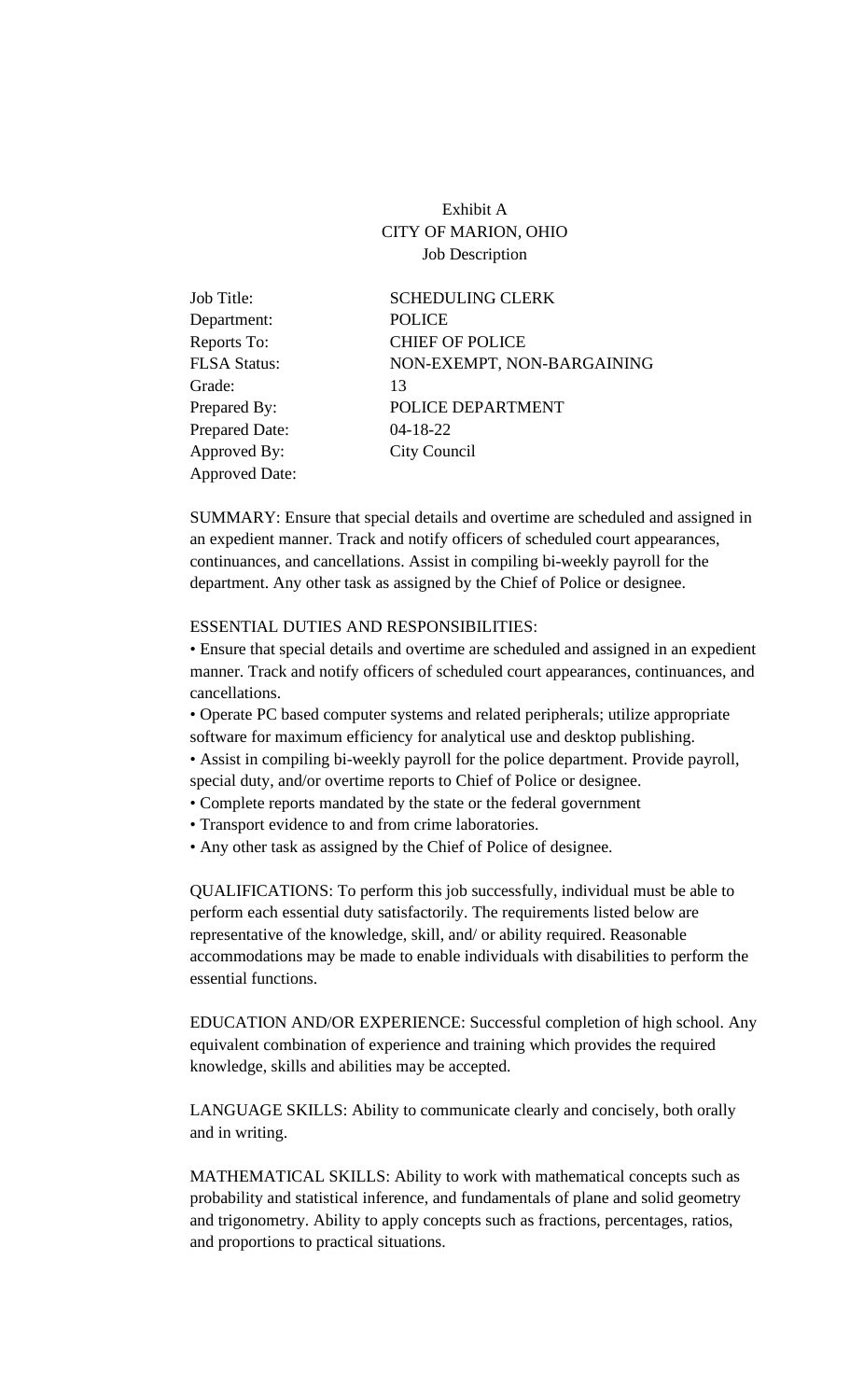Exhibit A
CITY OF MARION, OHIO
Job Description

| | |
|---|---|
| Job Title: | SCHEDULING CLERK |
| Department: | POLICE |
| Reports To: | CHIEF OF POLICE |
| FLSA Status: | NON-EXEMPT, NON-BARGAINING |
| Grade: | 13 |
| Prepared By: | POLICE DEPARTMENT |
| Prepared Date: | 04-18-22 |
| Approved By: | City Council |
| Approved Date: | |

SUMMARY: Ensure that special details and overtime are scheduled and assigned in an expedient manner. Track and notify officers of scheduled court appearances, continuances, and cancellations. Assist in compiling bi-weekly payroll for the department. Any other task as assigned by the Chief of Police or designee.

ESSENTIAL DUTIES AND RESPONSIBILITIES:

- Ensure that special details and overtime are scheduled and assigned in an expedient manner. Track and notify officers of scheduled court appearances, continuances, and cancellations.
- Operate PC based computer systems and related peripherals; utilize appropriate software for maximum efficiency for analytical use and desktop publishing.
- Assist in compiling bi-weekly payroll for the police department. Provide payroll, special duty, and/or overtime reports to Chief of Police or designee.
- Complete reports mandated by the state or the federal government
- Transport evidence to and from crime laboratories.
- Any other task as assigned by the Chief of Police of designee.

QUALIFICATIONS: To perform this job successfully, individual must be able to perform each essential duty satisfactorily. The requirements listed below are representative of the knowledge, skill, and/ or ability required. Reasonable accommodations may be made to enable individuals with disabilities to perform the essential functions.

EDUCATION AND/OR EXPERIENCE: Successful completion of high school. Any equivalent combination of experience and training which provides the required knowledge, skills and abilities may be accepted.

LANGUAGE SKILLS: Ability to communicate clearly and concisely, both orally and in writing.

MATHEMATICAL SKILLS: Ability to work with mathematical concepts such as probability and statistical inference, and fundamentals of plane and solid geometry and trigonometry. Ability to apply concepts such as fractions, percentages, ratios, and proportions to practical situations.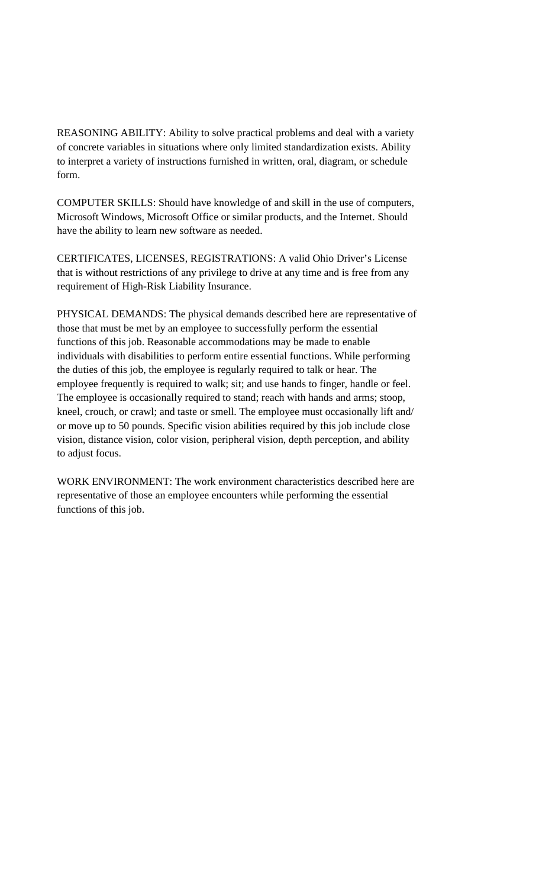REASONING ABILITY: Ability to solve practical problems and deal with a variety of concrete variables in situations where only limited standardization exists. Ability to interpret a variety of instructions furnished in written, oral, diagram, or schedule form.

COMPUTER SKILLS: Should have knowledge of and skill in the use of computers, Microsoft Windows, Microsoft Office or similar products, and the Internet. Should have the ability to learn new software as needed.

CERTIFICATES, LICENSES, REGISTRATIONS: A valid Ohio Driver's License that is without restrictions of any privilege to drive at any time and is free from any requirement of High-Risk Liability Insurance.

PHYSICAL DEMANDS: The physical demands described here are representative of those that must be met by an employee to successfully perform the essential functions of this job. Reasonable accommodations may be made to enable individuals with disabilities to perform entire essential functions. While performing the duties of this job, the employee is regularly required to talk or hear. The employee frequently is required to walk; sit; and use hands to finger, handle or feel. The employee is occasionally required to stand; reach with hands and arms; stoop, kneel, crouch, or crawl; and taste or smell. The employee must occasionally lift and/or move up to 50 pounds. Specific vision abilities required by this job include close vision, distance vision, color vision, peripheral vision, depth perception, and ability to adjust focus.

WORK ENVIRONMENT: The work environment characteristics described here are representative of those an employee encounters while performing the essential functions of this job.